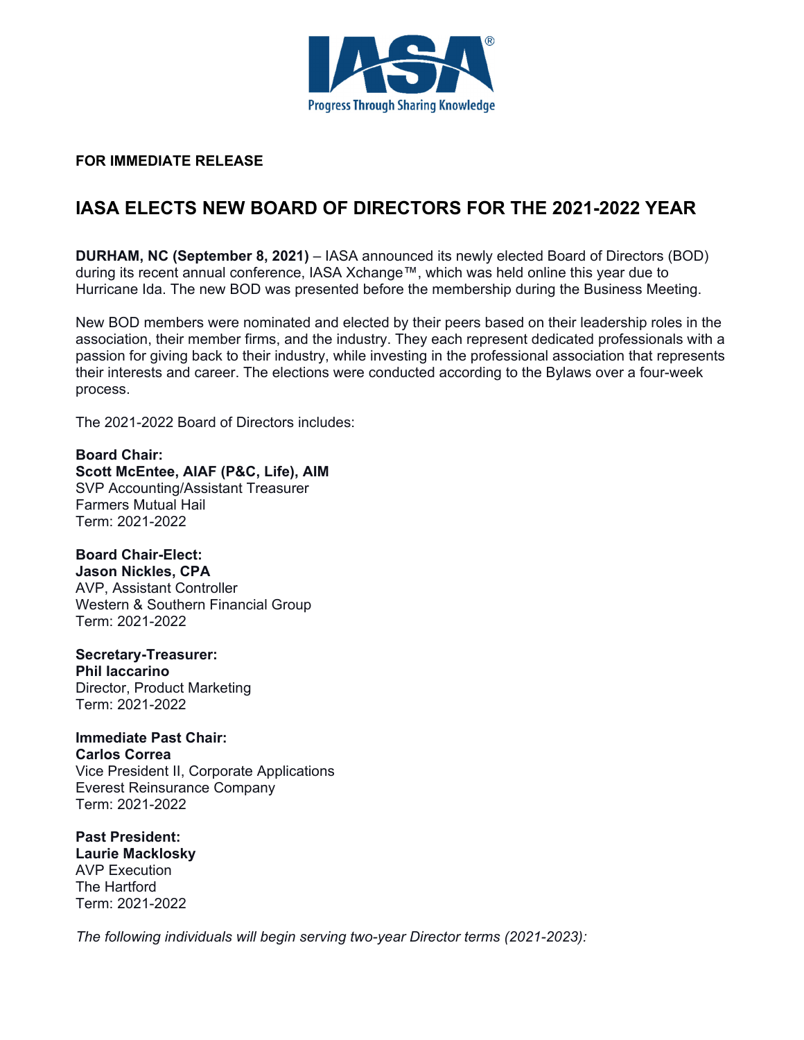**FOR IMMEDIATE RELEASE**

# IASA ELECTS NEW BOARD OF DIRECTORS FOR THE 2021-2022 YEAR

**DURHAM, NC (September 8, 2021)** – IASA announced its newly elected Board of Directors (BOD) during its recent annual conference, IASA Xchange™, which was held online this year due to Hurricane Ida. The new BOD was presented before the membership during the Business Meeting.

New BOD members were nominated and elected by their peers based on their leadership roles in the association, their member firms, and the industry. They each represent dedicated professionals with a passion for giving back to their industry, while investing in the professional association that represents their interests and career. The elections were conducted according to the Bylaws over a four-week process.

The 2021-2022 Board of Directors includes:

**Board Chair:**
**Scott McEntee, AIAF (P&C, Life), AIM**
SVP Accounting/Assistant Treasurer
Farmers Mutual Hail
Term: 2021-2022

**Board Chair-Elect:**
**Jason Nickles, CPA**
AVP, Assistant Controller
Western & Southern Financial Group
Term: 2021-2022

**Secretary-Treasurer:**
**Phil Iaccarino**
Director, Product Marketing
Term: 2021-2022

**Immediate Past Chair:**
**Carlos Correa**
Vice President II, Corporate Applications
Everest Reinsurance Company
Term: 2021-2022

**Past President:**
**Laurie Macklosky**
AVP Execution
The Hartford
Term: 2021-2022

*The following individuals will begin serving two-year Director terms (2021-2023):*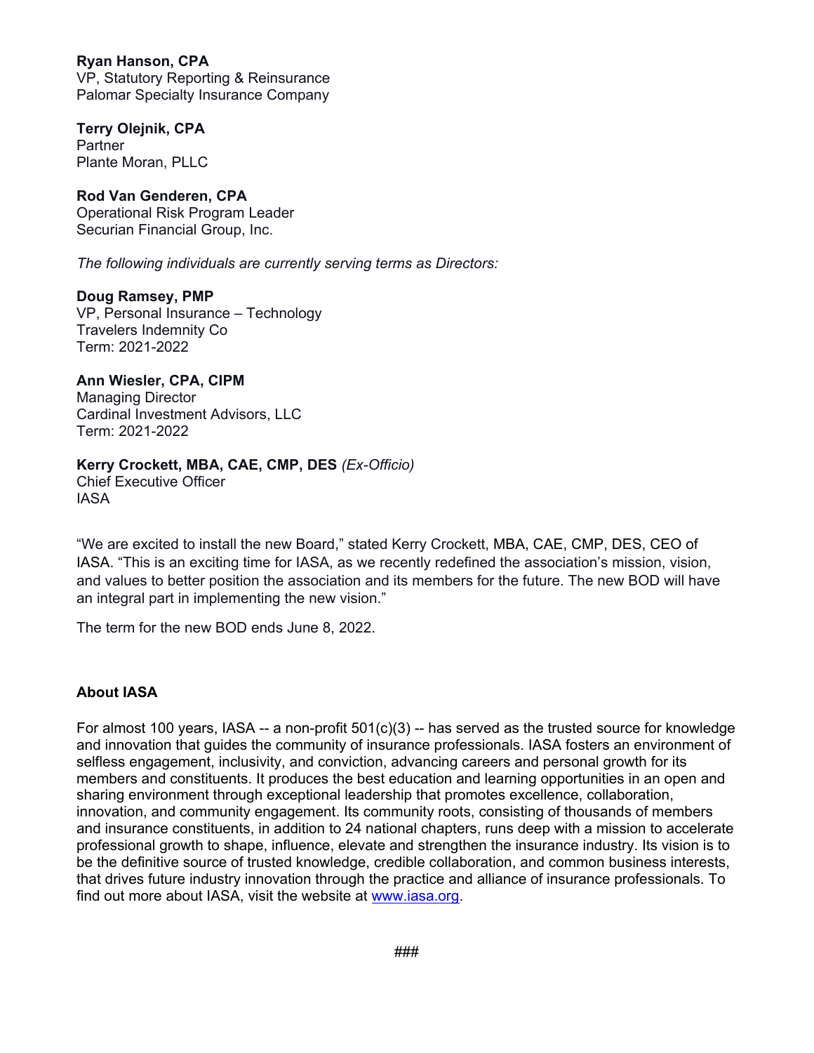**Ryan Hanson, CPA**
VP, Statutory Reporting & Reinsurance
Palomar Specialty Insurance Company

**Terry Olejnik, CPA**
Partner
Plante Moran, PLLC

**Rod Van Genderen, CPA**
Operational Risk Program Leader
Securian Financial Group, Inc.

*The following individuals are currently serving terms as Directors:*

**Doug Ramsey, PMP**
VP, Personal Insurance – Technology
Travelers Indemnity Co
Term: 2021-2022

**Ann Wiesler, CPA, CIPM**
Managing Director
Cardinal Investment Advisors, LLC
Term: 2021-2022

**Kerry Crockett, MBA, CAE, CMP, DES** *(Ex-Officio)*
Chief Executive Officer
IASA

"We are excited to install the new Board," stated Kerry Crockett, MBA, CAE, CMP, DES, CEO of IASA. "This is an exciting time for IASA, as we recently redefined the association's mission, vision, and values to better position the association and its members for the future. The new BOD will have an integral part in implementing the new vision."

The term for the new BOD ends June 8, 2022.

**About IASA**

For almost 100 years, IASA -- a non-profit 501(c)(3) -- has served as the trusted source for knowledge and innovation that guides the community of insurance professionals. IASA fosters an environment of selfless engagement, inclusivity, and conviction, advancing careers and personal growth for its members and constituents. It produces the best education and learning opportunities in an open and sharing environment through exceptional leadership that promotes excellence, collaboration, innovation, and community engagement. Its community roots, consisting of thousands of members and insurance constituents, in addition to 24 national chapters, runs deep with a mission to accelerate professional growth to shape, influence, elevate and strengthen the insurance industry. Its vision is to be the definitive source of trusted knowledge, credible collaboration, and common business interests, that drives future industry innovation through the practice and alliance of insurance professionals. To find out more about IASA, visit the website at www.iasa.org.

###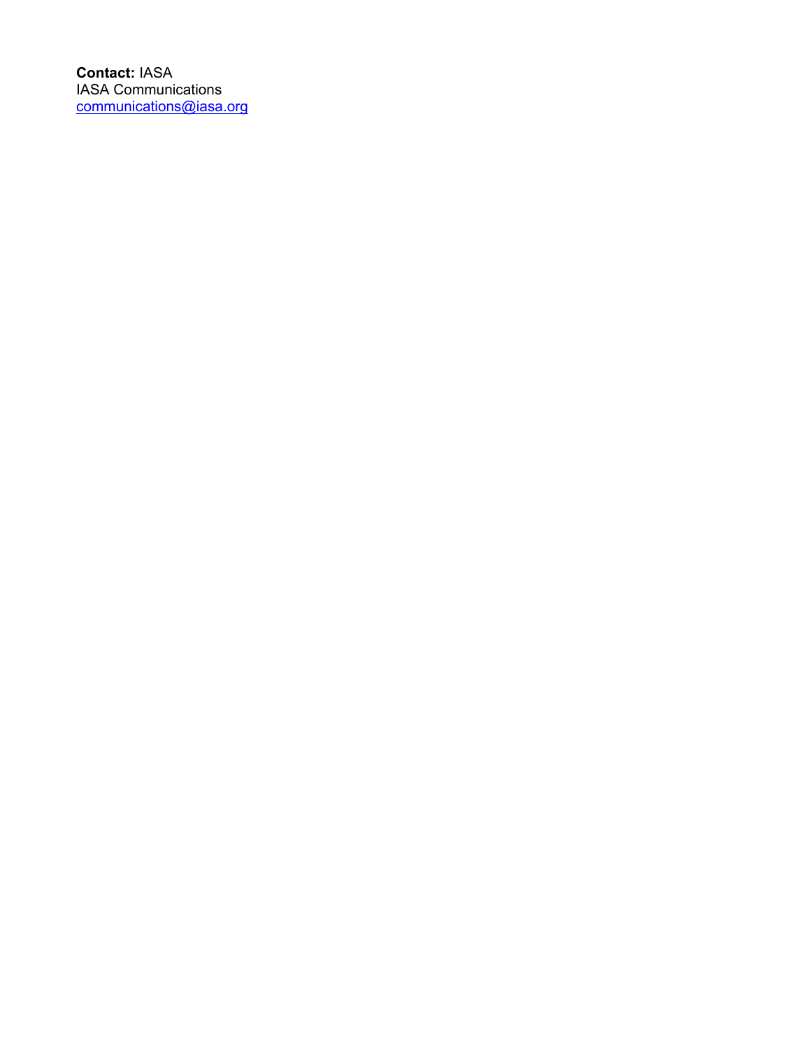**Contact:** IASA
IASA Communications
communications@iasa.org